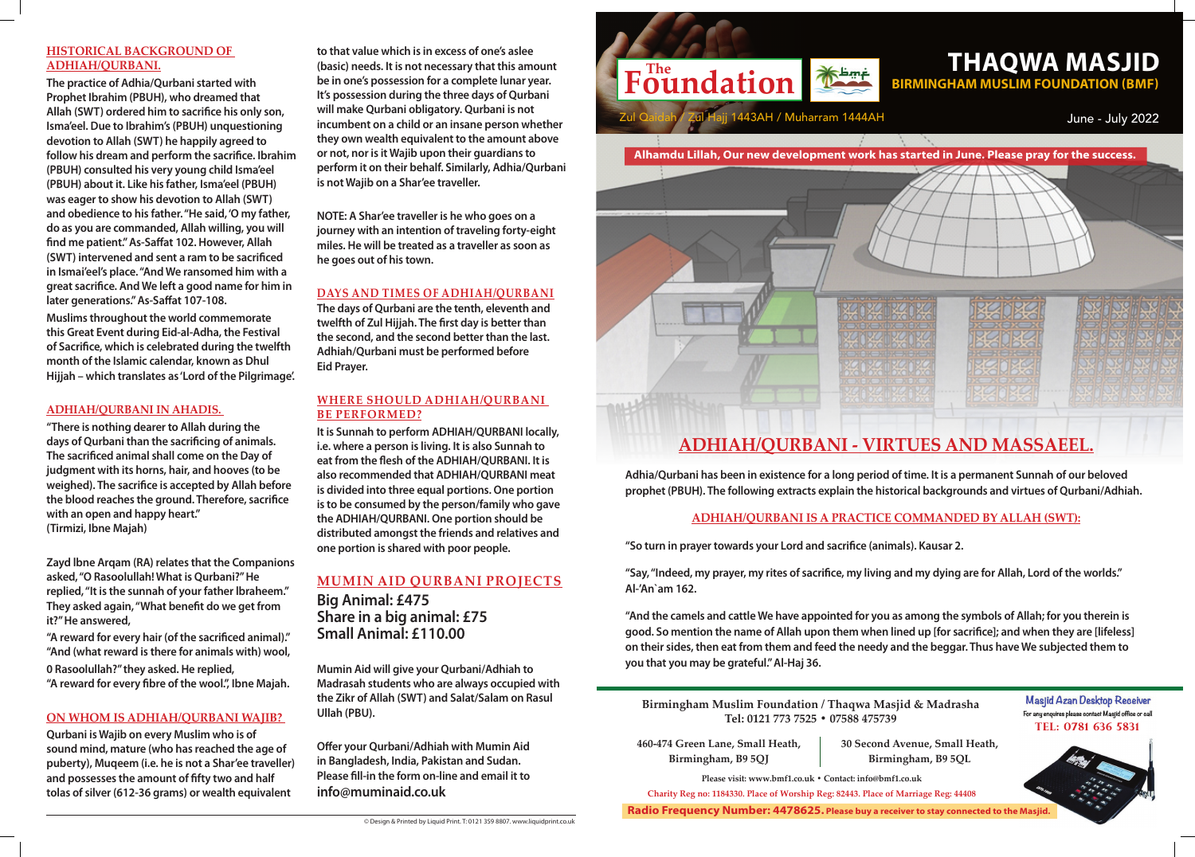# THAQWA MASJID

## BIRMINGHAM MUSLIM FOUNDATION (BMF)

The Foundation

Zul Qaidah / Zul Hajj 1443AH / Muharram 1444AH

June - July 2022

**Alhamdu Lillah, Our new development work has started in June. Please pray for the success.**

## ADHIAH/QURBANI - VIRTUES AND MASSAEEL.

**Adhia/Qurbani has been in existence for a long period of time. It is a permanent Sunnah of our beloved prophet (PBUH). The following extracts explain the historical backgrounds and virtues of Qurbani/Adhiah.**

### ADHIAH/QURBANI IS A PRACTICE COMMANDED BY ALLAH (SWT):

**"So turn in prayer towards your Lord and sacrifice (animals). Kausar 2.**

**"Say, "Indeed, my prayer, my rites of sacrifice, my living and my dying are for Allah, Lord of the worlds." Al-'An`am 162.**

**"And the camels and cattle We have appointed for you as among the symbols of Allah; for you therein is good. So mention the name of Allah upon them when lined up [for sacrifice]; and when they are [lifeless] on their sides, then eat from them and feed the needy and the beggar. Thus have We subjected them to you that you may be grateful." Al-Haj 36.**

### HISTORICAL BACKGROUND OF ADHIAH/QURBANI.

**The practice of Adhia/Qurbani started with Prophet Ibrahim (PBUH), who dreamed that Allah (SWT) ordered him to sacrifice his only son, Isma'eel. Due to Ibrahim's (PBUH) unquestioning devotion to Allah (SWT) he happily agreed to follow his dream and perform the sacrifice. Ibrahim (PBUH) consulted his very young child Isma'eel (PBUH) about it. Like his father, Isma'eel (PBUH) was eager to show his devotion to Allah (SWT) and obedience to his father. "He said, 'O my father, do as you are commanded, Allah willing, you will find me patient." As-Saffat 102. However, Allah (SWT) intervened and sent a ram to be sacrificed in Ismai'eel's place. "And We ransomed him with a great sacrifice. And We left a good name for him in later generations." As-Saffat 107-108.**

**Muslims throughout the world commemorate this Great Event during Eid-al-Adha, the Festival of Sacrifice, which is celebrated during the twelfth month of the Islamic calendar, known as Dhul Hijjah – which translates as 'Lord of the Pilgrimage'.**

### ADHIAH/QURBANI IN AHADIS.

**"There is nothing dearer to Allah during the days of Qurbani than the sacrificing of animals. The sacrificed animal shall come on the Day of judgment with its horns, hair, and hooves (to be weighed). The sacrifice is accepted by Allah before the blood reaches the ground. Therefore, sacrifice with an open and happy heart." (Tirmizi, Ibne Majah)**

**Zayd Ibne Arqam (RA) relates that the Companions asked, "O Rasoolullah! What is Qurbani?" He replied, "It is the sunnah of your father Ibraheem." They asked again, "What benefit do we get from it?" He answered,**

**"A reward for every hair (of the sacrificed animal)." "And (what reward is there for animals with) wool, 0 Rasoolullah?" they asked. He replied, "A reward for every fibre of the wool.", Ibne Majah.**

### ON WHOM IS ADHIAH/QURBANI WAJIB?

**Qurbani is Wajib on every Muslim who is of sound mind, mature (who has reached the age of puberty), Muqeem (i.e. he is not a Shar'ee traveller) and possesses the amount of fifty two and half tolas of silver (612-36 grams) or wealth equivalent to that value which is in excess of one's aslee (basic) needs. It is not necessary that this amount be in one's possession for a complete lunar year. It's possession during the three days of Qurbani will make Qurbani obligatory. Qurbani is not incumbent on a child or an insane person whether they own wealth equivalent to the amount above or not, nor is it Wajib upon their guardians to perform it on their behalf. Similarly, Adhia/Qurbani is not Wajib on a Shar'ee traveller.**

**NOTE: A Shar'ee traveller is he who goes on a journey with an intention of traveling forty-eight miles. He will be treated as a traveller as soon as he goes out of his town.**

### DAYS AND TIMES OF ADHIAH/QURBANI

**The days of Qurbani are the tenth, eleventh and twelfth of Zul Hijjah. The first day is better than the second, and the second better than the last. Adhiah/Qurbani must be performed before Eid Prayer.**

### WHERE SHOULD ADHIAH/QURBANI BE PERFORMED?

**It is Sunnah to perform ADHIAH/QURBANI locally, i.e. where a person is living. It is also Sunnah to eat from the flesh of the ADHIAH/QURBANI. It is also recommended that ADHIAH/QURBANI meat is divided into three equal portions. One portion is to be consumed by the person/family who gave the ADHIAH/QURBANI. One portion should be distributed amongst the friends and relatives and one portion is shared with poor people.**

### MUMIN AID QURBANI PROJECTS

**Big Animal: £475**
**Share in a big animal: £75**
**Small Animal: £110.00**

**Mumin Aid will give your Qurbani/Adhiah to Madrasah students who are always occupied with the Zikr of Allah (SWT) and Salat/Salam on Rasul Ullah (PBU).**

**Offer your Qurbani/Adhiah with Mumin Aid in Bangladesh, India, Pakistan and Sudan. Please fill-in the form on-line and email it to info@muminaid.co.uk**

---

**Birmingham Muslim Foundation / Thaqwa Masjid & Madrasha**
**Tel: 0121 773 7525 • 07588 475739**

**460-474 Green Lane, Small Heath, Birmingham, B9 5QJ**

**30 Second Avenue, Small Heath, Birmingham, B9 5QL**

Please visit: www.bmf1.co.uk • Contact: info@bmf1.co.uk

Charity Reg no: 1184330. Place of Worship Reg: 82443. Place of Marriage Reg: 44408

**Masjid Azan Desktop Receiver**
For any enquires please contact Masjid office or call
**TEL: 0781 636 5831**

**Radio Frequency Number: 4478625. Please buy a receiver to stay connected to the Masjid.**

© Design & Printed by Liquid Print. T: 0121 359 8807. www.liquidprint.co.uk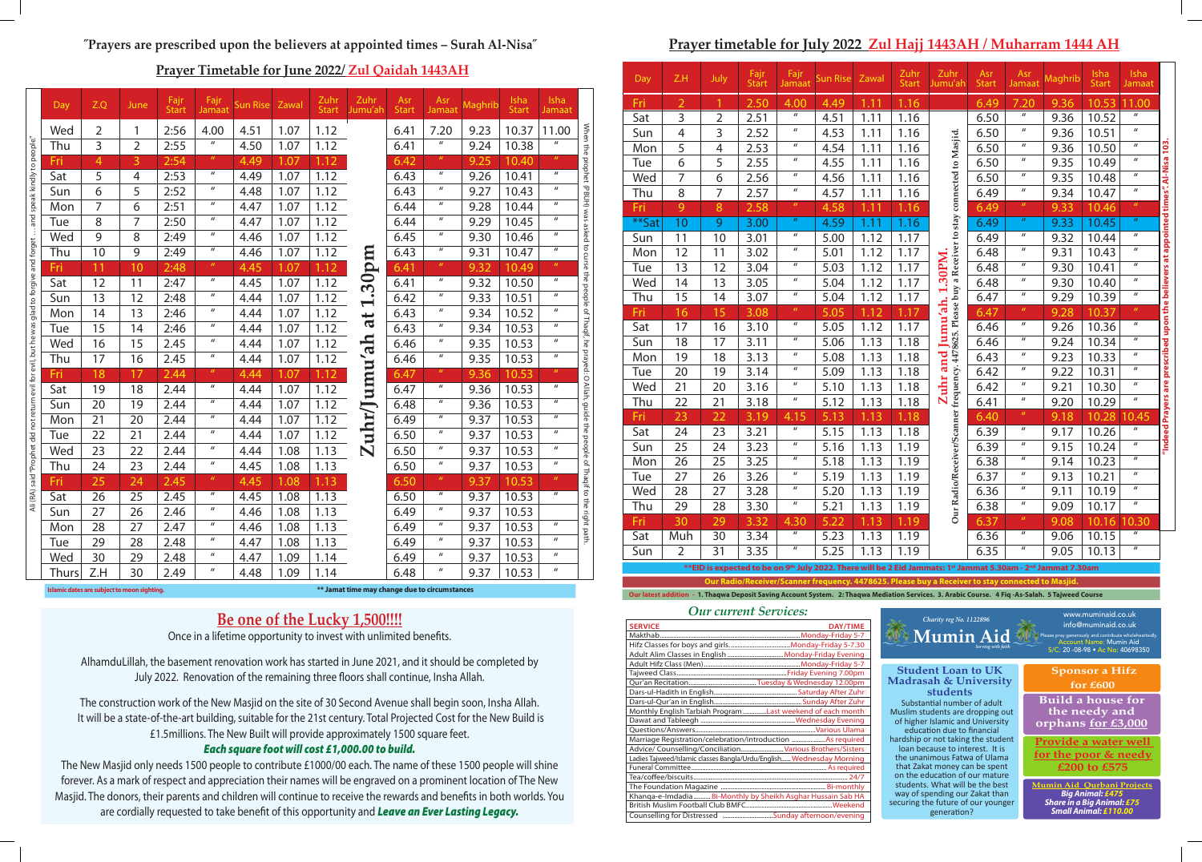"Prayers are prescribed upon the believers at appointed times – Surah Al-Nisa"

## Prayer Timetable for June 2022/ Zul Qaidah 1443AH

| Day | Z.Q | June | Fajr Start | Fajr Jamaat | Sun Rise | Zawal | Zuhr Start | Zuhr Jumu'ah | Asr Start | Asr Jamaat | Maghrib | Isha Start | Isha Jamaat |
|---|---|---|---|---|---|---|---|---|---|---|---|---|---|
| Wed | 2 | 1 | 2:56 | 4.00 | 4.51 | 1.07 | 1.12 | Zuhr/Jumu'ah at 1.30pm | 6.41 | 7.20 | 9.23 | 10.37 | 11.00 |
| Thu | 3 | 2 | 2:55 | " | 4.50 | 1.07 | 1.12 | | 6.41 | " | 9.24 | 10.38 | " |
| Fri | 4 | 3 | 2:54 | " | 4.49 | 1.07 | 1.12 | | 6.42 | " | 9.25 | 10.40 | " |
| Sat | 5 | 4 | 2:53 | " | 4.49 | 1.07 | 1.12 | | 6.43 | " | 9.26 | 10.41 | " |
| Sun | 6 | 5 | 2:52 | " | 4.48 | 1.07 | 1.12 | | 6.43 | " | 9.27 | 10.43 | " |
| Mon | 7 | 6 | 2:51 | " | 4.47 | 1.07 | 1.12 | | 6.44 | " | 9.28 | 10.44 | " |
| Tue | 8 | 7 | 2:50 | " | 4.47 | 1.07 | 1.12 | | 6.44 | " | 9.29 | 10.45 | " |
| Wed | 9 | 8 | 2:49 | " | 4.46 | 1.07 | 1.12 | | 6.45 | " | 9.30 | 10.46 | " |
| Thu | 10 | 9 | 2:49 | " | 4.46 | 1.07 | 1.12 | | 6.43 | " | 9.31 | 10.47 | " |
| Fri | 11 | 10 | 2:48 | " | 4.45 | 1.07 | 1.12 | | 6.41 | " | 9.32 | 10.49 | " |
| Sat | 12 | 11 | 2:47 | " | 4.45 | 1.07 | 1.12 | | 6.41 | " | 9.32 | 10.50 | " |
| Sun | 13 | 12 | 2:48 | " | 4.44 | 1.07 | 1.12 | | 6.42 | " | 9.33 | 10.51 | " |
| Mon | 14 | 13 | 2:46 | " | 4.44 | 1.07 | 1.12 | | 6.43 | " | 9.34 | 10.52 | " |
| Tue | 15 | 14 | 2:46 | " | 4.44 | 1.07 | 1.12 | | 6.43 | " | 9.34 | 10.53 | " |
| Wed | 16 | 15 | 2.45 | " | 4.44 | 1.07 | 1.12 | | 6.46 | " | 9.35 | 10.53 | " |
| Thu | 17 | 16 | 2.45 | " | 4.44 | 1.07 | 1.12 | | 6.46 | " | 9.35 | 10.53 | " |
| Fri | 18 | 17 | 2.44 | " | 4.44 | 1.07 | 1.12 | | 6.47 | " | 9.36 | 10.53 | " |
| Sat | 19 | 18 | 2.44 | " | 4.44 | 1.07 | 1.12 | | 6.47 | " | 9.36 | 10.53 | " |
| Sun | 20 | 19 | 2.44 | " | 4.44 | 1.07 | 1.12 | | 6.48 | " | 9.36 | 10.53 | " |
| Mon | 21 | 20 | 2.44 | " | 4.44 | 1.07 | 1.12 | | 6.49 | " | 9.37 | 10.53 | " |
| Tue | 22 | 21 | 2.44 | " | 4.44 | 1.07 | 1.12 | | 6.50 | " | 9.37 | 10.53 | " |
| Wed | 23 | 22 | 2.44 | " | 4.44 | 1.08 | 1.13 | | 6.50 | " | 9.37 | 10.53 | " |
| Thu | 24 | 23 | 2.44 | " | 4.45 | 1.08 | 1.13 | | 6.50 | " | 9.37 | 10.53 | " |
| Fri | 25 | 24 | 2.45 | " | 4.45 | 1.08 | 1.13 | | 6.50 | " | 9.37 | 10.53 | " |
| Sat | 26 | 25 | 2.45 | " | 4.45 | 1.08 | 1.13 | | 6.50 | " | 9.37 | 10.53 | " |
| Sun | 27 | 26 | 2.46 | " | 4.46 | 1.08 | 1.13 | | 6.49 | " | 9.37 | 10.53 | |
| Mon | 28 | 27 | 2.47 | " | 4.46 | 1.08 | 1.13 | | 6.49 | " | 9.37 | 10.53 | " |
| Tue | 29 | 28 | 2.48 | " | 4.47 | 1.08 | 1.13 | | 6.49 | " | 9.37 | 10.53 | " |
| Wed | 30 | 29 | 2.48 | " | 4.47 | 1.09 | 1.14 | | 6.49 | " | 9.37 | 10.53 | " |
| Thurs | Z.H | 30 | 2.49 | " | 4.48 | 1.09 | 1.14 | | 6.48 | " | 9.37 | 10.53 | " |

Ali (RA) said "Prophet did not return evil for evil, but he was glad to forgive and forget …. and speak kindly to people"

When the prophet (PBUH) was asked to curse the people of Thaqif, he prayed: O Allah, guide the people of Thaqif to the right path.

Islamic dates are subject to moon sighting.

** Jamat time may change due to circumstances

## Prayer timetable for July 2022 Zul Hajj 1443AH / Muharram 1444 AH

| Day | Z.H | July | Fajr Start | Fajr Jamaat | Sun Rise | Zawal | Zuhr Start | Zuhr Jumu'ah | Asr Start | Asr Jamaat | Maghrib | Isha Start | Isha Jamaat |
|---|---|---|---|---|---|---|---|---|---|---|---|---|---|
| Fri | 2 | 1 | 2.50 | 4.00 | 4.49 | 1.11 | 1.16 | Zuhr and Jumu'ah. 1.30PM. | 6.49 | 7.20 | 9.36 | 10.53 | 11.00 |
| Sat | 3 | 2 | 2.51 | " | 4.51 | 1.11 | 1.16 | | 6.50 | " | 9.36 | 10.52 | " |
| Sun | 4 | 3 | 2.52 | " | 4.53 | 1.11 | 1.16 | | 6.50 | " | 9.36 | 10.51 | " |
| Mon | 5 | 4 | 2.53 | " | 4.54 | 1.11 | 1.16 | | 6.50 | " | 9.36 | 10.50 | " |
| Tue | 6 | 5 | 2.55 | " | 4.55 | 1.11 | 1.16 | | 6.50 | " | 9.35 | 10.49 | " |
| Wed | 7 | 6 | 2.56 | " | 4.56 | 1.11 | 1.16 | | 6.50 | " | 9.35 | 10.48 | " |
| Thu | 8 | 7 | 2.57 | " | 4.57 | 1.11 | 1.16 | | 6.49 | " | 9.34 | 10.47 | " |
| Fri | 9 | 8 | 2.58 | " | 4.58 | 1.11 | 1.16 | | 6.49 | " | 9.33 | 10.46 | " |
| **Sat | 10 | 9 | 3.00 | " | 4.59 | 1.11 | 1.16 | | 6.49 | " | 9.33 | 10.45 | " |
| Sun | 11 | 10 | 3.01 | " | 5.00 | 1.12 | 1.17 | | 6.49 | " | 9.32 | 10.44 | " |
| Mon | 12 | 11 | 3.02 | " | 5.01 | 1.12 | 1.17 | | 6.48 | " | 9.31 | 10.43 | " |
| Tue | 13 | 12 | 3.04 | " | 5.03 | 1.12 | 1.17 | | 6.48 | " | 9.30 | 10.41 | " |
| Wed | 14 | 13 | 3.05 | " | 5.04 | 1.12 | 1.17 | | 6.48 | " | 9.30 | 10.40 | " |
| Thu | 15 | 14 | 3.07 | " | 5.04 | 1.12 | 1.17 | | 6.47 | " | 9.29 | 10.39 | " |
| Fri | 16 | 15 | 3.08 | " | 5.05 | 1.12 | 1.17 | | 6.47 | " | 9.28 | 10.37 | " |
| Sat | 17 | 16 | 3.10 | " | 5.05 | 1.12 | 1.17 | | 6.46 | " | 9.26 | 10.36 | " |
| Sun | 18 | 17 | 3.11 | " | 5.06 | 1.13 | 1.18 | | 6.46 | " | 9.24 | 10.34 | " |
| Mon | 19 | 18 | 3.13 | " | 5.08 | 1.13 | 1.18 | | 6.43 | " | 9.23 | 10.33 | " |
| Tue | 20 | 19 | 3.14 | " | 5.09 | 1.13 | 1.18 | | 6.42 | " | 9.22 | 10.31 | " |
| Wed | 21 | 20 | 3.16 | " | 5.10 | 1.13 | 1.18 | | 6.42 | " | 9.21 | 10.30 | " |
| Thu | 22 | 21 | 3.18 | " | 5.12 | 1.13 | 1.18 | | 6.41 | " | 9.20 | 10.29 | " |
| Fri | 23 | 22 | 3.19 | 4.15 | 5.13 | 1.13 | 1.18 | | 6.40 | " | 9.18 | 10.28 | 10.45 |
| Sat | 24 | 23 | 3.21 | " | 5.15 | 1.13 | 1.18 | | 6.39 | " | 9.17 | 10.26 | " |
| Sun | 25 | 24 | 3.23 | " | 5.16 | 1.13 | 1.19 | | 6.39 | " | 9.15 | 10.24 | " |
| Mon | 26 | 25 | 3.25 | " | 5.18 | 1.13 | 1.19 | | 6.38 | " | 9.14 | 10.23 | " |
| Tue | 27 | 26 | 3.26 | " | 5.19 | 1.13 | 1.19 | | 6.37 | " | 9.13 | 10.21 | " |
| Wed | 28 | 27 | 3.28 | " | 5.20 | 1.13 | 1.19 | | 6.36 | " | 9.11 | 10.19 | " |
| Thu | 29 | 28 | 3.30 | " | 5.21 | 1.13 | 1.19 | | 6.38 | " | 9.09 | 10.17 | " |
| Fri | 30 | 29 | 3.32 | 4.30 | 5.22 | 1.13 | 1.19 | | 6.37 | " | 9.08 | 10.16 | 10.30 |
| Sat | Muh | 30 | 3.34 | " | 5.23 | 1.13 | 1.19 | | 6.36 | " | 9.06 | 10.15 | " |
| Sun | 2 | 31 | 3.35 | " | 5.25 | 1.13 | 1.19 | | 6.35 | " | 9.05 | 10.13 | " |

Our Radio/Receiver/Scanner frequency. 4478625. Please buy a Receiver to stay connected to Masjid.

"Indeed Prayers are prescribed upon the believers at appointed times : Al-Nisa 103."

**EID is expected to be on 9th July 2022. There will be 2 Eid Jammats: 1st Jammat 5.30am - 2nd Jammat 7.30am

Our Radio/Receiver/Scanner frequency. 4478625. Please buy a Receiver to stay connected to Masjid.

Our latest addition - 1. Thaqwa Deposit Saving Account System. 2: Thaqwa Mediation Services. 3. Arabic Course. 4 Fiq -As-Salah. 5 Tajweed Course

## Be one of the Lucky 1,500!!!!

Once in a lifetime opportunity to invest with unlimited benefits.

AlhamduLillah, the basement renovation work has started in June 2021, and it should be completed by July 2022. Renovation of the remaining three floors shall continue, Insha Allah.

The construction work of the New Masjid on the site of 30 Second Avenue shall begin soon, Insha Allah. It will be a state-of-the-art building, suitable for the 21st century. Total Projected Cost for the New Build is £1.5millions. The New Built will provide approximately 1500 square feet.

***Each square foot will cost £1,000.00 to build.***

The New Masjid only needs 1500 people to contribute £1000/00 each. The name of these 1500 people will shine forever. As a mark of respect and appreciation their names will be engraved on a prominent location of The New Masjid. The donors, their parents and children will continue to receive the rewards and benefits in both worlds. You are cordially requested to take benefit of this opportunity and ***Leave an Ever Lasting Legacy.***

### Our current Services:

| SERVICE | DAY/TIME |
|---|---|
| Makthab | Monday-Friday 5-7 |
| Hifz Classes for boys and girls | Monday-Friday 5-7.30 |
| Adult Alim Classes in English | Monday-Friday Evening |
| Adult Hifz Class (Men) | Monday-Friday 5-7 |
| Tajweed Class | Friday Evening 7.00pm |
| Qur'an Recitation | Tuesday & Wednesday 12.00pm |
| Dars-ul-Hadith in English | Saturday After Zuhr |
| Dars-ul-Qur'an in English | Sunday After Zuhr |
| Monthly English Tarbiah Program | Last weekend of each month |
| Dawat and Tableegh | Wednesday Evening |
| Questions/Answers | Various Ulama |
| Marriage Registration/celebration/introduction | As required |
| Advice/ Counselling/Conciliation | Various Brothers/Sisters |
| Ladies Tajweed/Islamic classes Bangla/Urdu/English | Wednesday Morning |
| Funeral Committee | As required |
| Tea/coffee/biscuits | 24/7 |
| The Foundation Magazine | Bi-monthly |
| Khanqa-e-Imdadia | Bi-Monthly by Sheikh Asghar Hussain Sab HA |
| British Muslim Football Club BMFC | Weekend |
| Counselling for Distressed | Sunday afternoon/evening |

Charity reg No. 1122896

**Mumin Aid** — Serving with faith

www.muminaid.co.uk
info@muminaid.co.uk
Please pray generously and contribute wholeheartedly.
Account Name: Mumin Aid
S/C: 20 -08-98 • Ac No: 40698350

**Student Loan to UK Madrasah & University students**

Substantial number of adult Muslim students are dropping out of higher Islamic and University education due to financial hardship or not taking the student loan because to interest. It is the unanimous Fatwa of Ulama that Zakat money can be spent on the education of our mature students. What will be the best way of spending our Zakat than securing the future of our younger generation?

**Sponsor a Hifz for £600**

**Build a house for the needy and orphans for £3,000**

**Provide a water well for the poor & needy £200 to £575**

**Mumin Aid Qurbani Projects**
*Big Animal: £475*
*Share in a Big Animal: £75*
*Small Animal: £110.00*